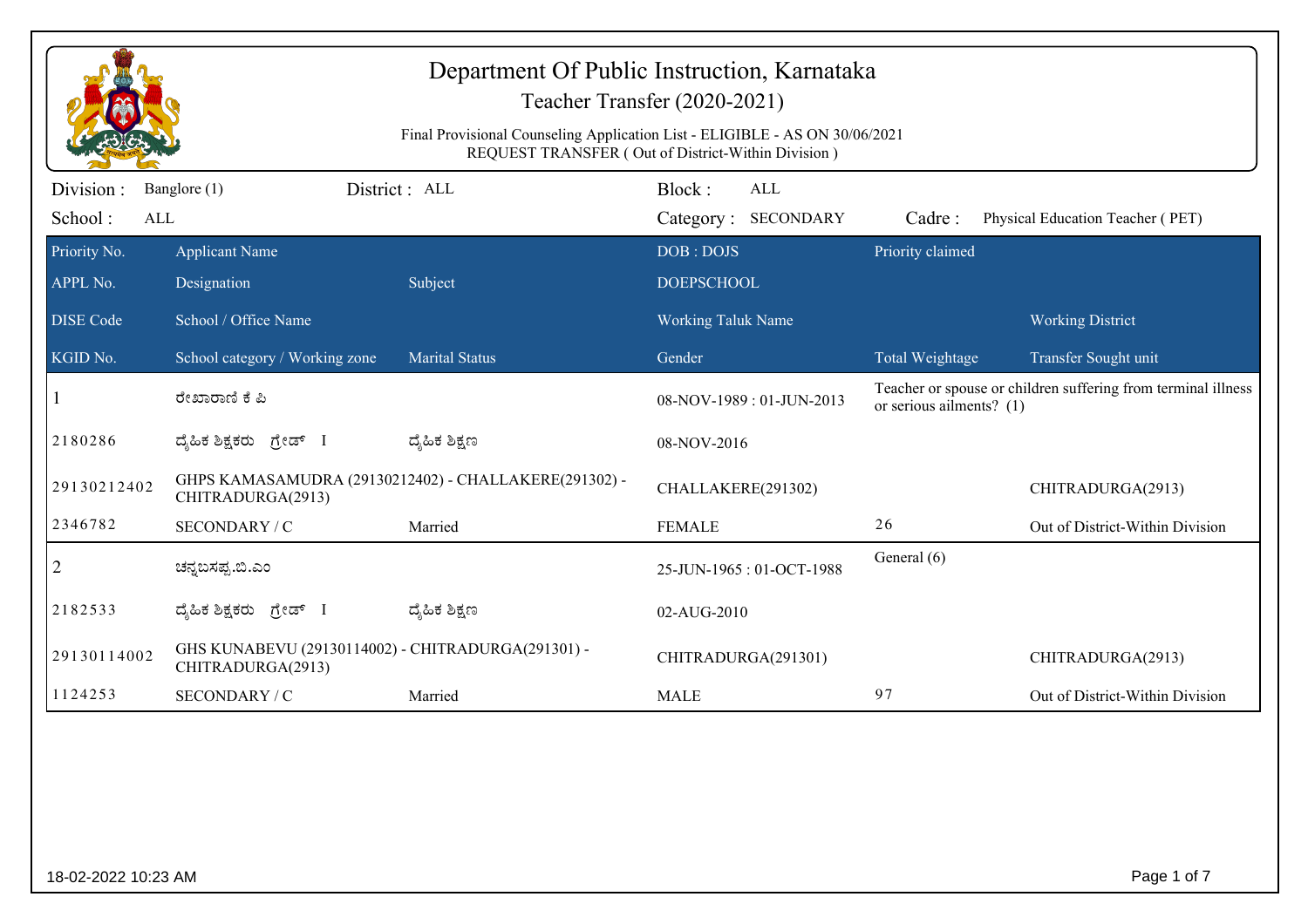# Department Of Public Instruction, Karnataka

Teacher Transfer (2020-2021)

Final Provisional Counseling Application List - ELIGIBLE - AS ON 30/06/2021
REQUEST TRANSFER ( Out of District-Within Division )

Division : Banglore (1) District : ALL Block : ALL

School : ALL Category : SECONDARY Cadre : Physical Education Teacher ( PET)

| Priority No. / APPL No. / DISE Code / KGID No. | Applicant Name / Designation / School / Office Name / School category / Working zone | Subject / Marital Status | DOB : DOJS / DOEPSCHOOL / Working Taluk Name / Gender | Priority claimed / Total Weightage | Working District / Transfer Sought unit |
|---|---|---|---|---|---|
| 1 | ರೇಖಾರಾಣಿ ಕೆ ಪಿ | | 08-NOV-1989 : 01-JUN-2013 | Teacher or spouse or children suffering from terminal illness or serious ailments? (1) | |
| 2180286 | ದೈಹಿಕ ಶಿಕ್ಷಕರು ಗ್ರೇಡ್ I | ದೈಹಿಕ ಶಿಕ್ಷಣ | 08-NOV-2016 | | |
| 29130212402 | GHPS KAMASAMUDRA (29130212402) - CHALLAKERE(291302) - CHITRADURGA(2913) | | CHALLAKERE(291302) | | CHITRADURGA(2913) |
| 2346782 | SECONDARY / C | Married | FEMALE | 26 | Out of District-Within Division |
| 2 | ಚನ್ನಬಸಪ್ಪ.ಬಿ.ಎಂ | | 25-JUN-1965 : 01-OCT-1988 | General (6) | |
| 2182533 | ದೈಹಿಕ ಶಿಕ್ಷಕರು ಗ್ರೇಡ್ I | ದೈಹಿಕ ಶಿಕ್ಷಣ | 02-AUG-2010 | | |
| 29130114002 | GHS KUNABEVU (29130114002) - CHITRADURGA(291301) - CHITRADURGA(2913) | | CHITRADURGA(291301) | | CHITRADURGA(2913) |
| 1124253 | SECONDARY / C | Married | MALE | 97 | Out of District-Within Division |

18-02-2022 10:23 AM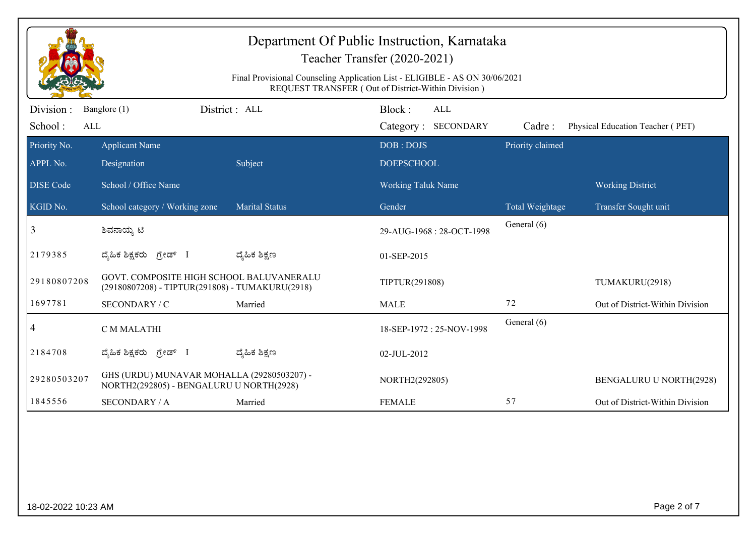# Department Of Public Instruction, Karnataka

Teacher Transfer (2020-2021)

Final Provisional Counseling Application List - ELIGIBLE - AS ON 30/06/2021
REQUEST TRANSFER ( Out of District-Within Division )

Division : Banglore (1) District : ALL Block : ALL
School : ALL Category : SECONDARY Cadre : Physical Education Teacher ( PET)

| Priority No. / APPL No. / DISE Code / KGID No. | Applicant Name / Designation / School / Office Name / School category / Working zone | Subject / Marital Status | DOB : DOJS / DOEPSCHOOL / Working Taluk Name / Gender | Priority claimed / Total Weightage | Working District / Transfer Sought unit |
|---|---|---|---|---|---|
| 3 | ಶಿವನಾಯ್ಕ ಟಿ | | 29-AUG-1968 : 28-OCT-1998 | General (6) | |
| 2179385 | ದೈಹಿಕ ಶಿಕ್ಷಕರು ಗ್ರೇಡ್ I | ದೈಹಿಕ ಶಿಕ್ಷಣ | 01-SEP-2015 | | |
| 29180807208 | GOVT. COMPOSITE HIGH SCHOOL BALUVANERALU (29180807208) - TIPTUR(291808) - TUMAKURU(2918) | | TIPTUR(291808) | | TUMAKURU(2918) |
| 1697781 | SECONDARY / C | Married | MALE | 72 | Out of District-Within Division |
| 4 | C M MALATHI | | 18-SEP-1972 : 25-NOV-1998 | General (6) | |
| 2184708 | ದೈಹಿಕ ಶಿಕ್ಷಕರು ಗ್ರೇಡ್ I | ದೈಹಿಕ ಶಿಕ್ಷಣ | 02-JUL-2012 | | |
| 29280503207 | GHS (URDU) MUNAVAR MOHALLA (29280503207) - NORTH2(292805) - BENGALURU U NORTH(2928) | | NORTH2(292805) | | BENGALURU U NORTH(2928) |
| 1845556 | SECONDARY / A | Married | FEMALE | 57 | Out of District-Within Division |

18-02-2022 10:23 AM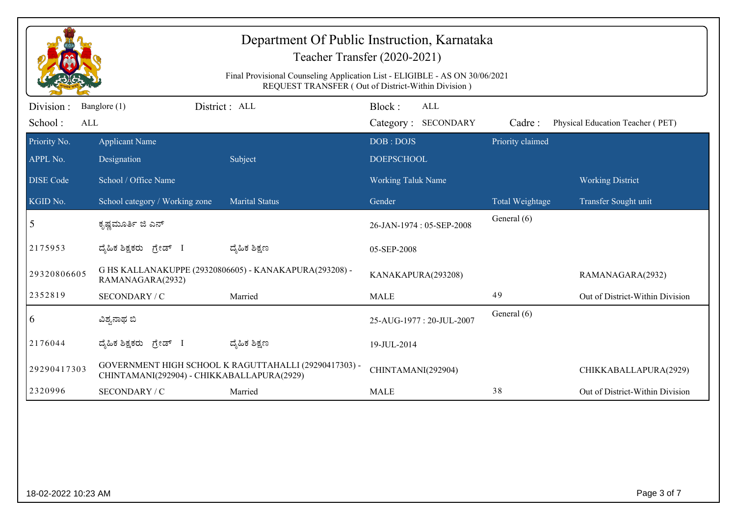# Department Of Public Instruction, Karnataka

Teacher Transfer (2020-2021)

Final Provisional Counseling Application List - ELIGIBLE - AS ON 30/06/2021
REQUEST TRANSFER ( Out of District-Within Division )

Division : Banglore (1) | District : ALL | Block : ALL
School : ALL | Category : SECONDARY | Cadre : Physical Education Teacher ( PET)

| Priority No. / APPL No. / DISE Code / KGID No. | Applicant Name / Designation / School / Office Name / School category / Working zone | Subject / Marital Status | DOB : DOJS / DOEPSCHOOL / Working Taluk Name / Gender | Priority claimed / Total Weightage | Working District / Transfer Sought unit |
|---|---|---|---|---|---|
| 5 | ಕೃಷ್ಣಮೂರ್ತಿ ಜಿ ಎನ್ | | 26-JAN-1974 : 05-SEP-2008 | General (6) | |
| 2175953 | ದೈಹಿಕ ಶಿಕ್ಷಕರು ಗ್ರೇಡ್ I | ದೈಹಿಕ ಶಿಕ್ಷಣ | 05-SEP-2008 | | |
| 29320806605 | G HS KALLANAKUPPE (29320806605) - KANAKAPURA(293208) - RAMANAGARA(2932) | | KANAKAPURA(293208) | | RAMANAGARA(2932) |
| 2352819 | SECONDARY / C | Married | MALE | 49 | Out of District-Within Division |
| 6 | ವಿಶ್ವನಾಥ ಬಿ | | 25-AUG-1977 : 20-JUL-2007 | General (6) | |
| 2176044 | ದೈಹಿಕ ಶಿಕ್ಷಕರು ಗ್ರೇಡ್ I | ದೈಹಿಕ ಶಿಕ್ಷಣ | 19-JUL-2014 | | |
| 29290417303 | GOVERNMENT HIGH SCHOOL K RAGUTTAHALLI (29290417303) - CHINTAMANI(292904) - CHIKKABALLAPURA(2929) | | CHINTAMANI(292904) | | CHIKKABALLAPURA(2929) |
| 2320996 | SECONDARY / C | Married | MALE | 38 | Out of District-Within Division |

18-02-2022 10:23 AM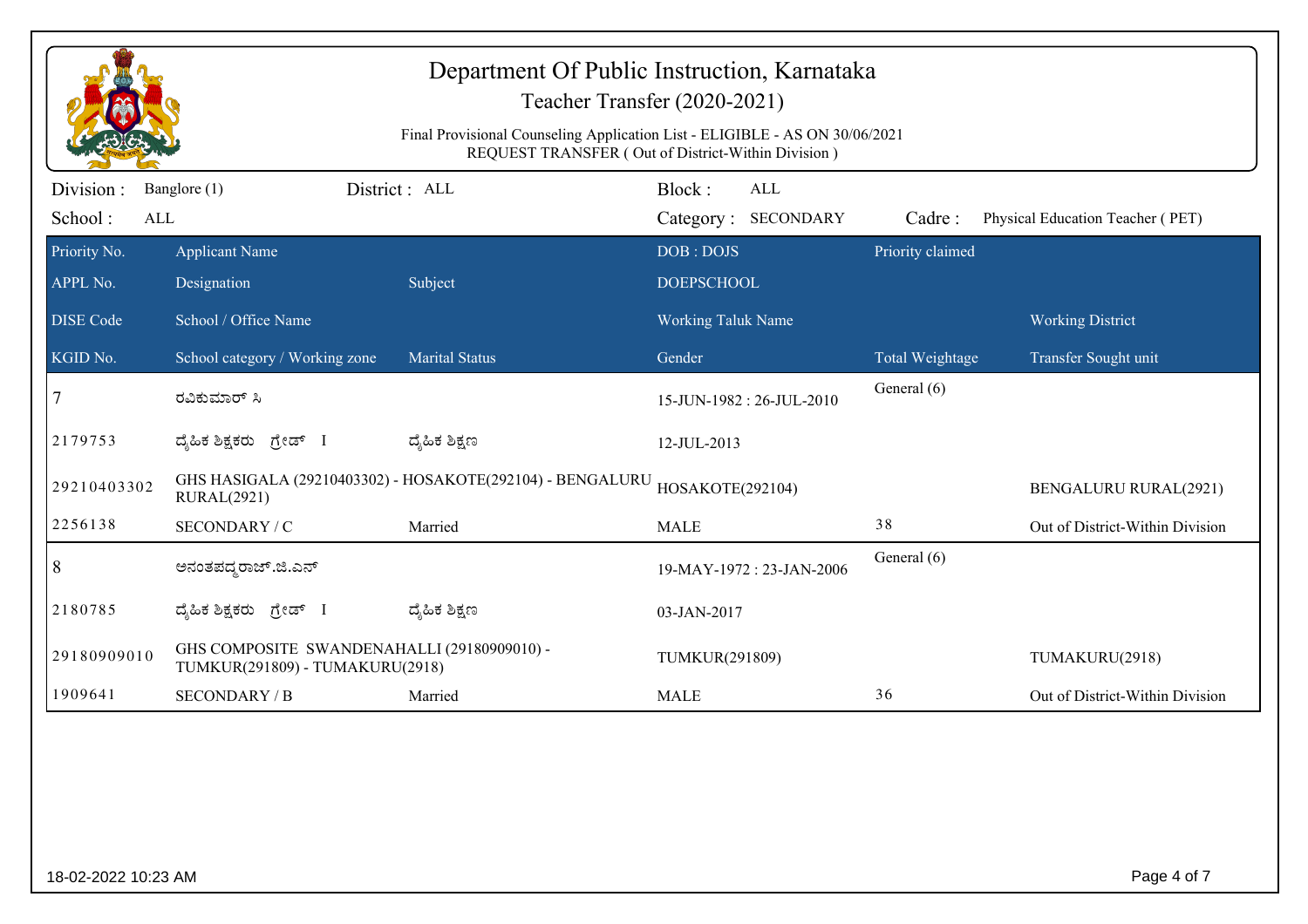# Department Of Public Instruction, Karnataka

## Teacher Transfer (2020-2021)

Final Provisional Counseling Application List - ELIGIBLE - AS ON 30/06/2021
REQUEST TRANSFER ( Out of District-Within Division )

Division : Banglore (1) District : ALL Block : ALL
School : ALL Category : SECONDARY Cadre : Physical Education Teacher ( PET)

| Priority No. / APPL No. / DISE Code / KGID No. | Applicant Name / Designation / School / Office Name / School category / Working zone | Subject / Marital Status | DOB : DOJS / DOEPSCHOOL / Working Taluk Name / Gender | Priority claimed / Total Weightage | Working District / Transfer Sought unit |
|---|---|---|---|---|---|
| 7 | ರವಿಕುಮಾರ್ ಸಿ | | 15-JUN-1982 : 26-JUL-2010 | General (6) | |
| 2179753 | ದೈಹಿಕ ಶಿಕ್ಷಕರು ಗ್ರೇಡ್ I | ದೈಹಿಕ ಶಿಕ್ಷಣ | 12-JUL-2013 | | |
| 29210403302 | GHS HASIGALA (29210403302) - HOSAKOTE(292104) - BENGALURU RURAL(2921) | | HOSAKOTE(292104) | | BENGALURU RURAL(2921) |
| 2256138 | SECONDARY / C | Married | MALE | 38 | Out of District-Within Division |
| 8 | ಅನಂತಪದ್ಮರಾಜ್.ಜಿ.ಎನ್ | | 19-MAY-1972 : 23-JAN-2006 | General (6) | |
| 2180785 | ದೈಹಿಕ ಶಿಕ್ಷಕರು ಗ್ರೇಡ್ I | ದೈಹಿಕ ಶಿಕ್ಷಣ | 03-JAN-2017 | | |
| 29180909010 | GHS COMPOSITE SWANDENAHALLI (29180909010) - TUMKUR(291809) - TUMAKURU(2918) | | TUMKUR(291809) | | TUMAKURU(2918) |
| 1909641 | SECONDARY / B | Married | MALE | 36 | Out of District-Within Division |

18-02-2022 10:23 AM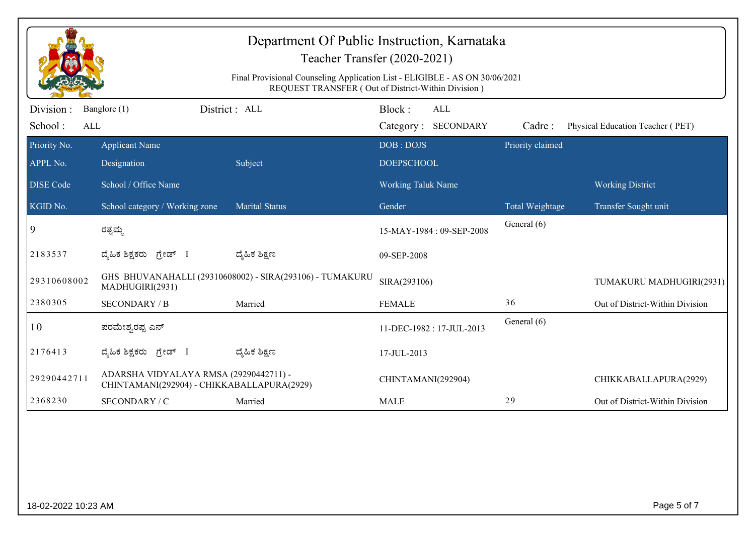# Department Of Public Instruction, Karnataka

## Teacher Transfer (2020-2021)

Final Provisional Counseling Application List - ELIGIBLE - AS ON 30/06/2021
REQUEST TRANSFER ( Out of District-Within Division )

Division : Banglore (1) District : ALL Block : ALL
School : ALL Category : SECONDARY Cadre : Physical Education Teacher ( PET)

| Priority No. / APPL No. / DISE Code / KGID No. | Applicant Name / Designation / School / Office Name / School category / Working zone | Subject / Marital Status | DOB : DOJS / DOEPSCHOOL / Working Taluk Name / Gender | Priority claimed / Total Weightage | Working District / Transfer Sought unit |
|---|---|---|---|---|---|
| 9 | ರತ್ನಮ್ಮ | | 15-MAY-1984 : 09-SEP-2008 | General (6) | |
| 2183537 | ದೈಹಿಕ ಶಿಕ್ಷಕರು ಗ್ರೇಡ್ I | ದೈಹಿಕ ಶಿಕ್ಷಣ | 09-SEP-2008 | | |
| 29310608002 | GHS BHUVANAHALLI (29310608002) - SIRA(293106) - TUMAKURU MADHUGIRI(2931) | | SIRA(293106) | | TUMAKURU MADHUGIRI(2931) |
| 2380305 | SECONDARY / B | Married | FEMALE | 36 | Out of District-Within Division |
| 10 | ಪರಮೇಶ್ವರಪ್ಪ ಎನ್ | | 11-DEC-1982 : 17-JUL-2013 | General (6) | |
| 2176413 | ದೈಹಿಕ ಶಿಕ್ಷಕರು ಗ್ರೇಡ್ I | ದೈಹಿಕ ಶಿಕ್ಷಣ | 17-JUL-2013 | | |
| 29290442711 | ADARSHA VIDYALAYA RMSA (29290442711) - CHINTAMANI(292904) - CHIKKABALLAPURA(2929) | | CHINTAMANI(292904) | | CHIKKABALLAPURA(2929) |
| 2368230 | SECONDARY / C | Married | MALE | 29 | Out of District-Within Division |

18-02-2022 10:23 AM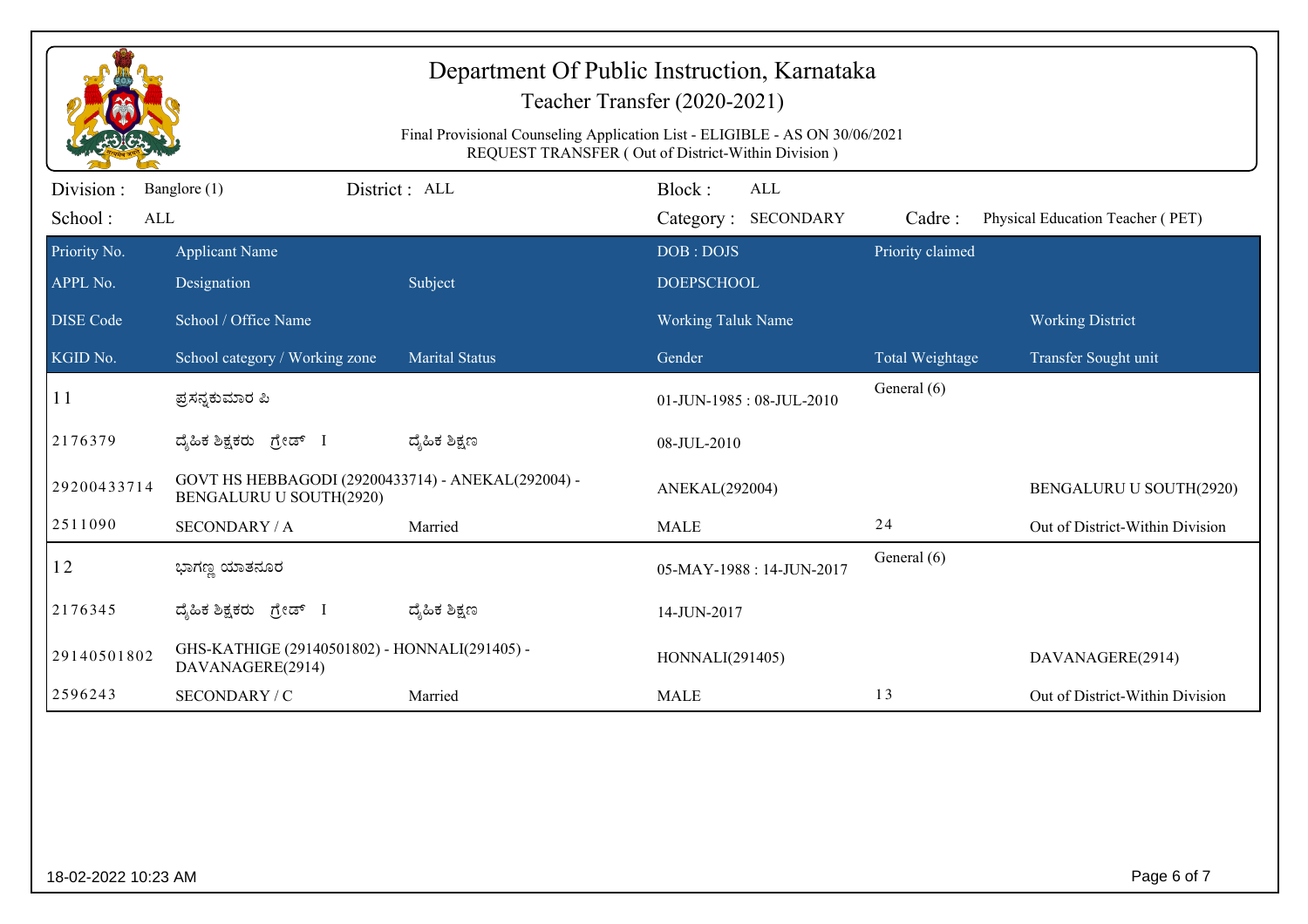# Department Of Public Instruction, Karnataka

Teacher Transfer (2020-2021)

Final Provisional Counseling Application List - ELIGIBLE - AS ON 30/06/2021
REQUEST TRANSFER ( Out of District-Within Division )

Division : Banglore (1) District : ALL Block : ALL

School : ALL Category : SECONDARY Cadre : Physical Education Teacher ( PET)

| Priority No. / APPL No. / DISE Code / KGID No. | Applicant Name / Designation / School / Office Name / School category / Working zone | Subject / Marital Status | DOB : DOJS / DOEPSCHOOL / Working Taluk Name / Gender | Priority claimed / Total Weightage | Working District / Transfer Sought unit |
|---|---|---|---|---|---|
| 11 | ಪ್ರಸನ್ನಕುಮಾರ ಪಿ | | 01-JUN-1985 : 08-JUL-2010 | General (6) | |
| 2176379 | ದೈಹಿಕ ಶಿಕ್ಷಕರು ಗ್ರೇಡ್ I | ದೈಹಿಕ ಶಿಕ್ಷಣ | 08-JUL-2010 | | |
| 29200433714 | GOVT HS HEBBAGODI (29200433714) - ANEKAL(292004) - BENGALURU U SOUTH(2920) | | ANEKAL(292004) | | BENGALURU U SOUTH(2920) |
| 2511090 | SECONDARY / A | Married | MALE | 24 | Out of District-Within Division |
| 12 | ಭಾಗಣ್ಣ ಯಾತನೂರ | | 05-MAY-1988 : 14-JUN-2017 | General (6) | |
| 2176345 | ದೈಹಿಕ ಶಿಕ್ಷಕರು ಗ್ರೇಡ್ I | ದೈಹಿಕ ಶಿಕ್ಷಣ | 14-JUN-2017 | | |
| 29140501802 | GHS-KATHIGE (29140501802) - HONNALI(291405) - DAVANAGERE(2914) | | HONNALI(291405) | | DAVANAGERE(2914) |
| 2596243 | SECONDARY / C | Married | MALE | 13 | Out of District-Within Division |

18-02-2022 10:23 AM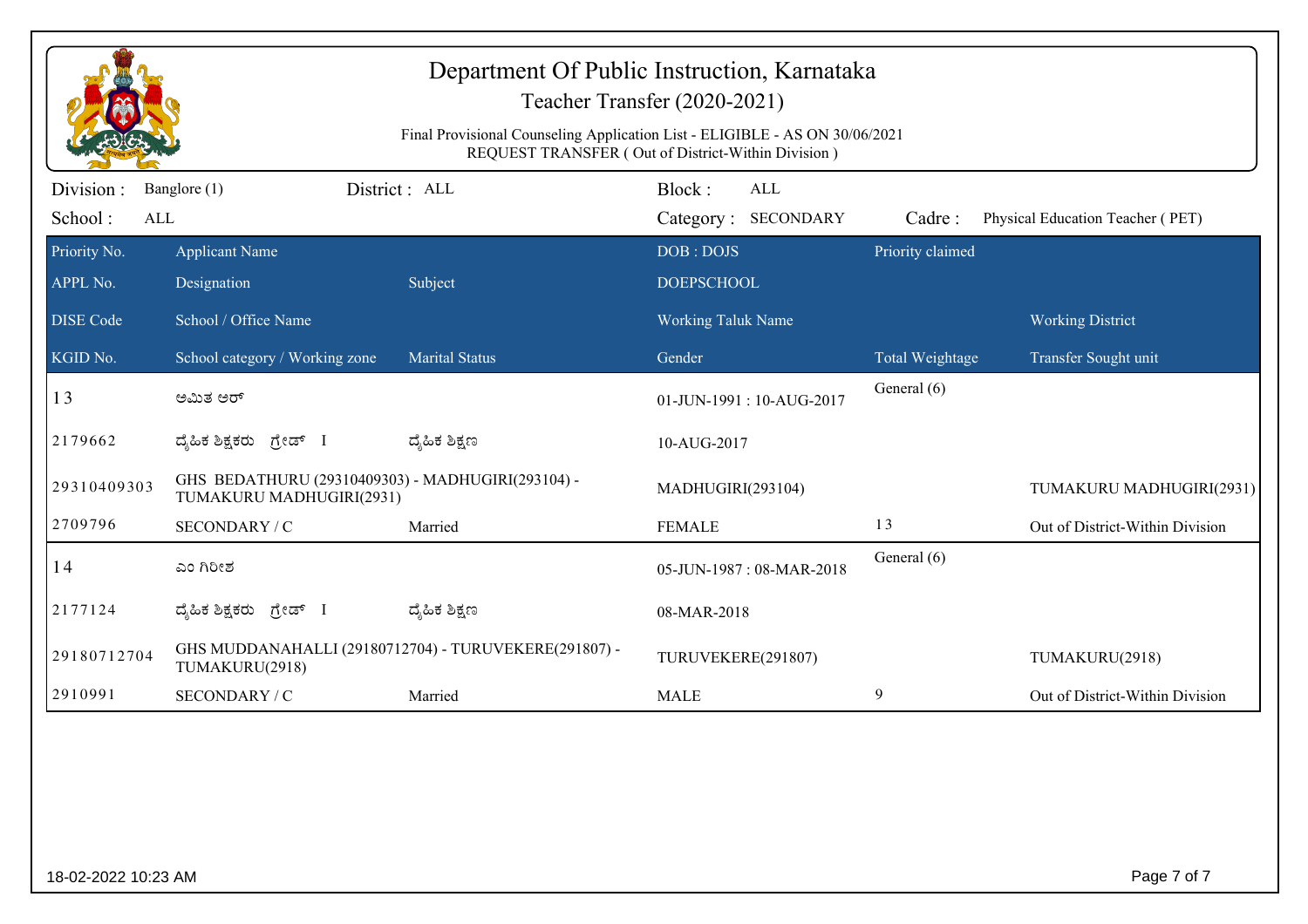# Department Of Public Instruction, Karnataka

Teacher Transfer (2020-2021)

Final Provisional Counseling Application List - ELIGIBLE - AS ON 30/06/2021
REQUEST TRANSFER ( Out of District-Within Division )

Division : Banglore (1) District : ALL Block : ALL
School : ALL Category : SECONDARY Cadre : Physical Education Teacher ( PET)

| Priority No. / APPL No. / DISE Code / KGID No. | Applicant Name / Designation / School / Office Name / School category / Working zone | Subject / Marital Status | DOB : DOJS / DOEPSCHOOL / Working Taluk Name / Gender | Priority claimed / Total Weightage | Working District / Transfer Sought unit |
|---|---|---|---|---|---|
| 13 | ಅಮಿತ ಆರ್ | | 01-JUN-1991 : 10-AUG-2017 | General (6) | |
| 2179662 | ದೈಹಿಕ ಶಿಕ್ಷಕರು ಗ್ರೇಡ್ I | ದೈಹಿಕ ಶಿಕ್ಷಣ | 10-AUG-2017 | | |
| 29310409303 | GHS BEDATHURU (29310409303) - MADHUGIRI(293104) - TUMAKURU MADHUGIRI(2931) | | MADHUGIRI(293104) | | TUMAKURU MADHUGIRI(2931) |
| 2709796 | SECONDARY / C | Married | FEMALE | 13 | Out of District-Within Division |
| 14 | ಎಂ ಗಿರೀಶ | | 05-JUN-1987 : 08-MAR-2018 | General (6) | |
| 2177124 | ದೈಹಿಕ ಶಿಕ್ಷಕರು ಗ್ರೇಡ್ I | ದೈಹಿಕ ಶಿಕ್ಷಣ | 08-MAR-2018 | | |
| 29180712704 | GHS MUDDANAHALLI (29180712704) - TURUVEKERE(291807) - TUMAKURU(2918) | | TURUVEKERE(291807) | | TUMAKURU(2918) |
| 2910991 | SECONDARY / C | Married | MALE | 9 | Out of District-Within Division |

18-02-2022 10:23 AM